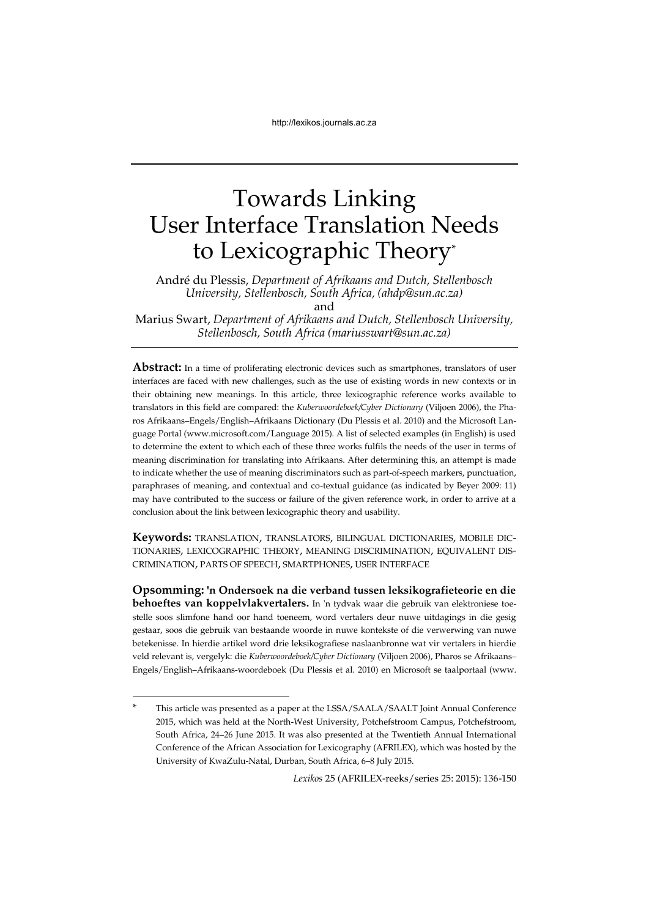# Towards Linking User Interface Translation Needs to Lexicographic Theory*

André du Plessis, *Department of Afrikaans and Dutch, Stellenbosch University, Stellenbosch, South Africa, (ahdp@sun.ac.za)*
and
Marius Swart, *Department of Afrikaans and Dutch, Stellenbosch University, Stellenbosch, South Africa (mariusswart@sun.ac.za)*

**Abstract:** In a time of proliferating electronic devices such as smartphones, translators of user interfaces are faced with new challenges, such as the use of existing words in new contexts or in their obtaining new meanings. In this article, three lexicographic reference works available to translators in this field are compared: the *Kuberwoordeboek/Cyber Dictionary* (Viljoen 2006), the Pharos Afrikaans–Engels/English–Afrikaans Dictionary (Du Plessis et al. 2010) and the Microsoft Language Portal (www.microsoft.com/Language 2015). A list of selected examples (in English) is used to determine the extent to which each of these three works fulfils the needs of the user in terms of meaning discrimination for translating into Afrikaans. After determining this, an attempt is made to indicate whether the use of meaning discriminators such as part-of-speech markers, punctuation, paraphrases of meaning, and contextual and co-textual guidance (as indicated by Beyer 2009: 11) may have contributed to the success or failure of the given reference work, in order to arrive at a conclusion about the link between lexicographic theory and usability.

**Keywords:** TRANSLATION, TRANSLATORS, BILINGUAL DICTIONARIES, MOBILE DICTIONARIES, LEXICOGRAPHIC THEORY, MEANING DISCRIMINATION, EQUIVALENT DISCRIMINATION, PARTS OF SPEECH, SMARTPHONES, USER INTERFACE

**Opsomming: 'n Ondersoek na die verband tussen leksikografieteorie en die behoeftes van koppelvlakvertalers.** In 'n tydvak waar die gebruik van elektroniese toestelle soos slimfone hand oor hand toeneem, word vertalers deur nuwe uitdagings in die gesig gestaar, soos die gebruik van bestaande woorde in nuwe kontekste of die verwerwing van nuwe betekenisse. In hierdie artikel word drie leksikografiese naslaanbronne wat vir vertalers in hierdie veld relevant is, vergelyk: die *Kuberwoordeboek/Cyber Dictionary* (Viljoen 2006), Pharos se Afrikaans–Engels/English–Afrikaans-woordeboek (Du Plessis et al. 2010) en Microsoft se taalportaal (www.

---

\* This article was presented as a paper at the LSSA/SAALA/SAALT Joint Annual Conference 2015, which was held at the North-West University, Potchefstroom Campus, Potchefstroom, South Africa, 24–26 June 2015. It was also presented at the Twentieth Annual International Conference of the African Association for Lexicography (AFRILEX), which was hosted by the University of KwaZulu-Natal, Durban, South Africa, 6–8 July 2015.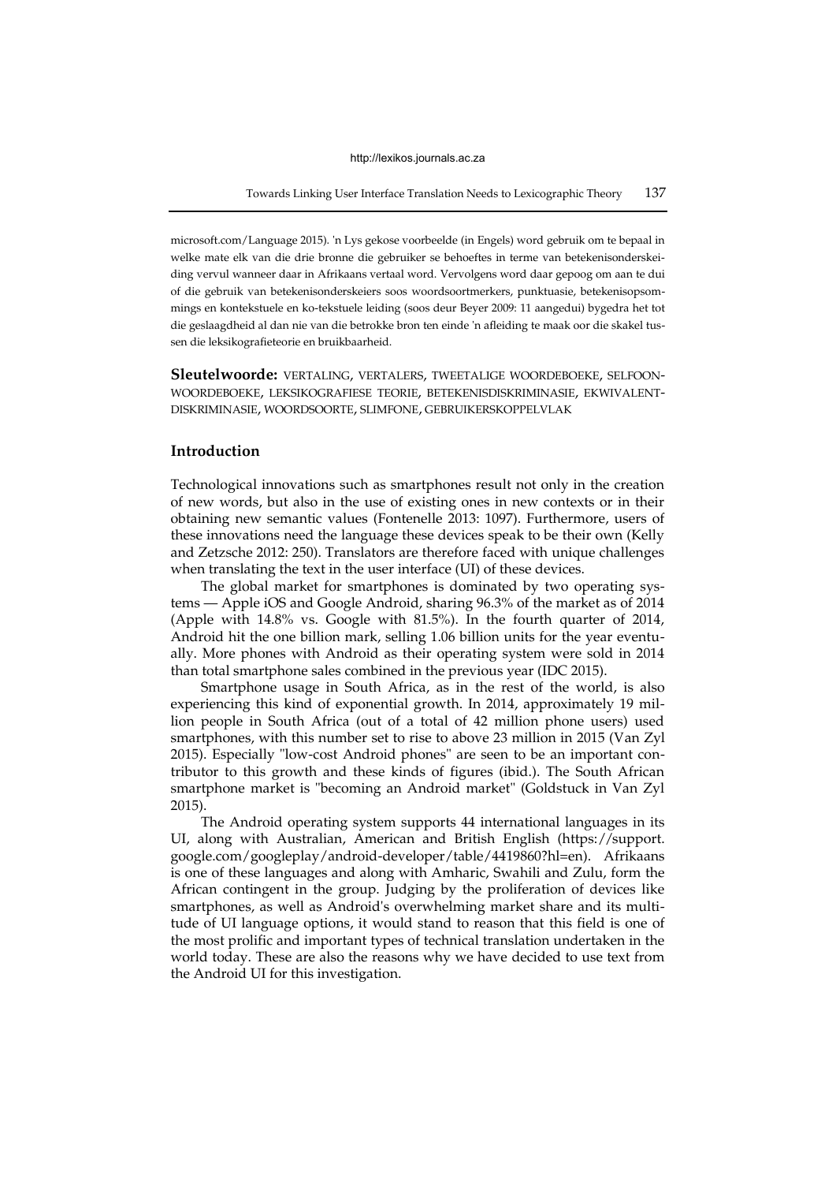microsoft.com/Language 2015). 'n Lys gekose voorbeelde (in Engels) word gebruik om te bepaal in welke mate elk van die drie bronne die gebruiker se behoeftes in terme van betekenisonderskeiding vervul wanneer daar in Afrikaans vertaal word. Vervolgens word daar gepoog om aan te dui of die gebruik van betekenisonderskeiers soos woordsoortmerkers, punktuasie, betekenisopsommings en kontekstuele en ko-tekstuele leiding (soos deur Beyer 2009: 11 aangedui) bygedra het tot die geslaagdheid al dan nie van die betrokke bron ten einde 'n afleiding te maak oor die skakel tussen die leksikografieteorie en bruikbaarheid.

**Sleutelwoorde:** VERTALING, VERTALERS, TWEETALIGE WOORDEBOEKE, SELFOONWOORDEBOEKE, LEKSIKOGRAFIESE TEORIE, BETEKENISDISKRIMINASIE, EKWIVALENTDISKRIMINASIE, WOORDSOORTE, SLIMFONE, GEBRUIKERSKOPPELVLAK

## Introduction

Technological innovations such as smartphones result not only in the creation of new words, but also in the use of existing ones in new contexts or in their obtaining new semantic values (Fontenelle 2013: 1097). Furthermore, users of these innovations need the language these devices speak to be their own (Kelly and Zetzsche 2012: 250). Translators are therefore faced with unique challenges when translating the text in the user interface (UI) of these devices.

The global market for smartphones is dominated by two operating systems — Apple iOS and Google Android, sharing 96.3% of the market as of 2014 (Apple with 14.8% vs. Google with 81.5%). In the fourth quarter of 2014, Android hit the one billion mark, selling 1.06 billion units for the year eventually. More phones with Android as their operating system were sold in 2014 than total smartphone sales combined in the previous year (IDC 2015).

Smartphone usage in South Africa, as in the rest of the world, is also experiencing this kind of exponential growth. In 2014, approximately 19 million people in South Africa (out of a total of 42 million phone users) used smartphones, with this number set to rise to above 23 million in 2015 (Van Zyl 2015). Especially "low-cost Android phones" are seen to be an important contributor to this growth and these kinds of figures (ibid.). The South African smartphone market is "becoming an Android market" (Goldstuck in Van Zyl 2015).

The Android operating system supports 44 international languages in its UI, along with Australian, American and British English (https://support.google.com/googleplay/android-developer/table/4419860?hl=en). Afrikaans is one of these languages and along with Amharic, Swahili and Zulu, form the African contingent in the group. Judging by the proliferation of devices like smartphones, as well as Android's overwhelming market share and its multitude of UI language options, it would stand to reason that this field is one of the most prolific and important types of technical translation undertaken in the world today. These are also the reasons why we have decided to use text from the Android UI for this investigation.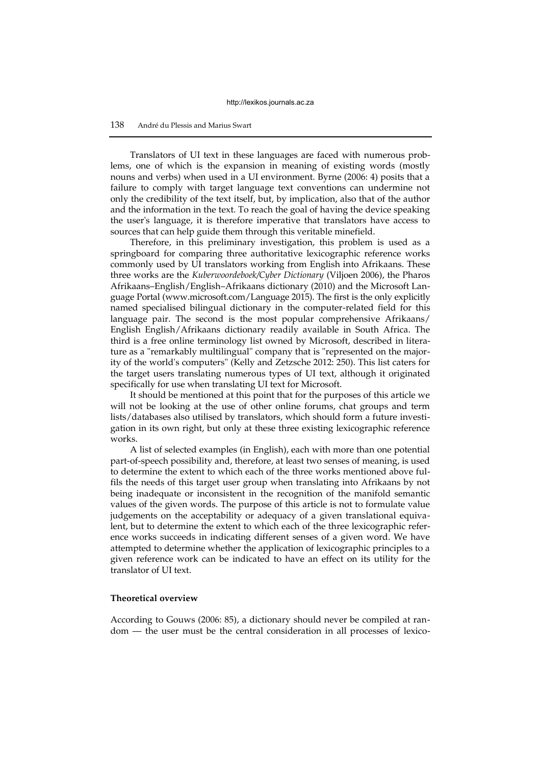Translators of UI text in these languages are faced with numerous problems, one of which is the expansion in meaning of existing words (mostly nouns and verbs) when used in a UI environment. Byrne (2006: 4) posits that a failure to comply with target language text conventions can undermine not only the credibility of the text itself, but, by implication, also that of the author and the information in the text. To reach the goal of having the device speaking the user's language, it is therefore imperative that translators have access to sources that can help guide them through this veritable minefield.

Therefore, in this preliminary investigation, this problem is used as a springboard for comparing three authoritative lexicographic reference works commonly used by UI translators working from English into Afrikaans. These three works are the *Kuberwoordeboek/Cyber Dictionary* (Viljoen 2006), the Pharos Afrikaans–English/English–Afrikaans dictionary (2010) and the Microsoft Language Portal (www.microsoft.com/Language 2015). The first is the only explicitly named specialised bilingual dictionary in the computer-related field for this language pair. The second is the most popular comprehensive Afrikaans/English English/Afrikaans dictionary readily available in South Africa. The third is a free online terminology list owned by Microsoft, described in literature as a "remarkably multilingual" company that is "represented on the majority of the world's computers" (Kelly and Zetzsche 2012: 250). This list caters for the target users translating numerous types of UI text, although it originated specifically for use when translating UI text for Microsoft.

It should be mentioned at this point that for the purposes of this article we will not be looking at the use of other online forums, chat groups and term lists/databases also utilised by translators, which should form a future investigation in its own right, but only at these three existing lexicographic reference works.

A list of selected examples (in English), each with more than one potential part-of-speech possibility and, therefore, at least two senses of meaning, is used to determine the extent to which each of the three works mentioned above fulfils the needs of this target user group when translating into Afrikaans by not being inadequate or inconsistent in the recognition of the manifold semantic values of the given words. The purpose of this article is not to formulate value judgements on the acceptability or adequacy of a given translational equivalent, but to determine the extent to which each of the three lexicographic reference works succeeds in indicating different senses of a given word. We have attempted to determine whether the application of lexicographic principles to a given reference work can be indicated to have an effect on its utility for the translator of UI text.

## Theoretical overview

According to Gouws (2006: 85), a dictionary should never be compiled at random — the user must be the central consideration in all processes of lexico-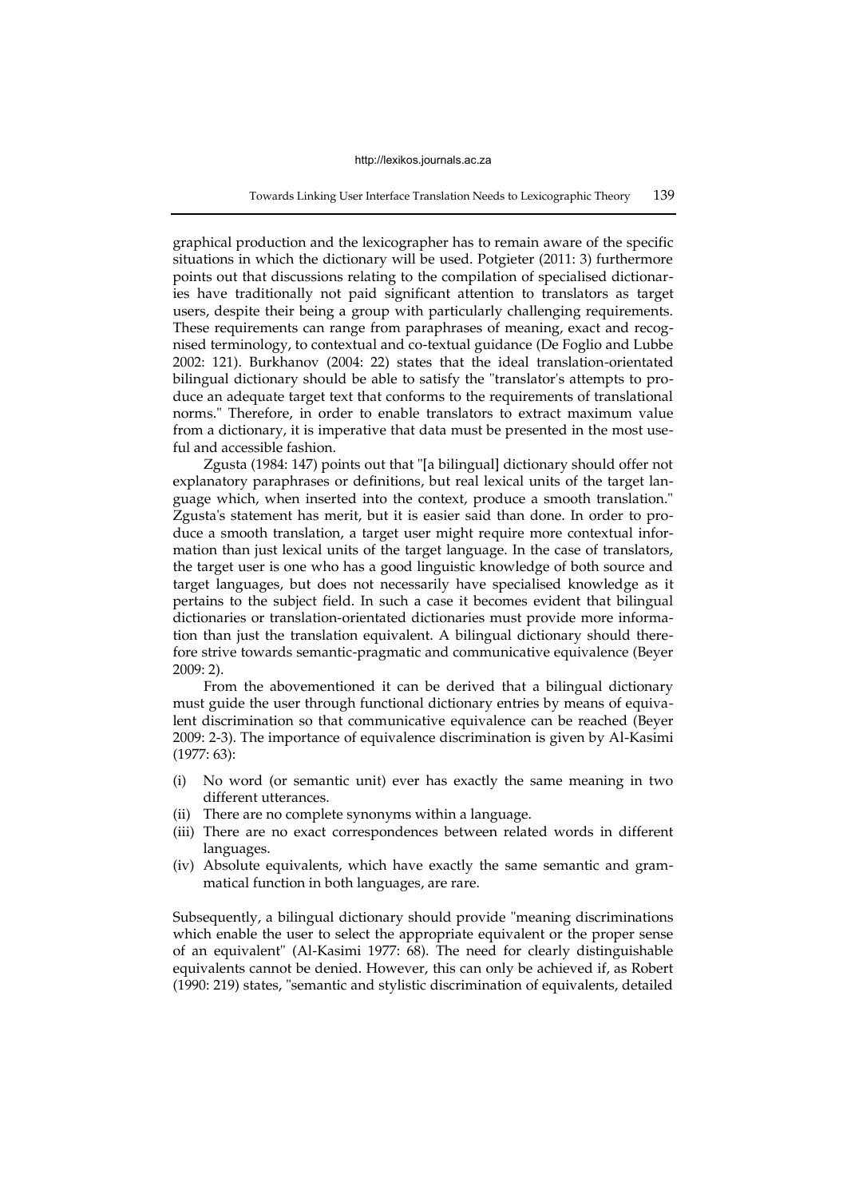graphical production and the lexicographer has to remain aware of the specific situations in which the dictionary will be used. Potgieter (2011: 3) furthermore points out that discussions relating to the compilation of specialised dictionaries have traditionally not paid significant attention to translators as target users, despite their being a group with particularly challenging requirements. These requirements can range from paraphrases of meaning, exact and recognised terminology, to contextual and co-textual guidance (De Foglio and Lubbe 2002: 121). Burkhanov (2004: 22) states that the ideal translation-orientated bilingual dictionary should be able to satisfy the "translator's attempts to produce an adequate target text that conforms to the requirements of translational norms." Therefore, in order to enable translators to extract maximum value from a dictionary, it is imperative that data must be presented in the most useful and accessible fashion.

Zgusta (1984: 147) points out that "[a bilingual] dictionary should offer not explanatory paraphrases or definitions, but real lexical units of the target language which, when inserted into the context, produce a smooth translation." Zgusta's statement has merit, but it is easier said than done. In order to produce a smooth translation, a target user might require more contextual information than just lexical units of the target language. In the case of translators, the target user is one who has a good linguistic knowledge of both source and target languages, but does not necessarily have specialised knowledge as it pertains to the subject field. In such a case it becomes evident that bilingual dictionaries or translation-orientated dictionaries must provide more information than just the translation equivalent. A bilingual dictionary should therefore strive towards semantic-pragmatic and communicative equivalence (Beyer 2009: 2).

From the abovementioned it can be derived that a bilingual dictionary must guide the user through functional dictionary entries by means of equivalent discrimination so that communicative equivalence can be reached (Beyer 2009: 2-3). The importance of equivalence discrimination is given by Al-Kasimi (1977: 63):

(i) No word (or semantic unit) ever has exactly the same meaning in two different utterances.
(ii) There are no complete synonyms within a language.
(iii) There are no exact correspondences between related words in different languages.
(iv) Absolute equivalents, which have exactly the same semantic and grammatical function in both languages, are rare.

Subsequently, a bilingual dictionary should provide "meaning discriminations which enable the user to select the appropriate equivalent or the proper sense of an equivalent" (Al-Kasimi 1977: 68). The need for clearly distinguishable equivalents cannot be denied. However, this can only be achieved if, as Robert (1990: 219) states, "semantic and stylistic discrimination of equivalents, detailed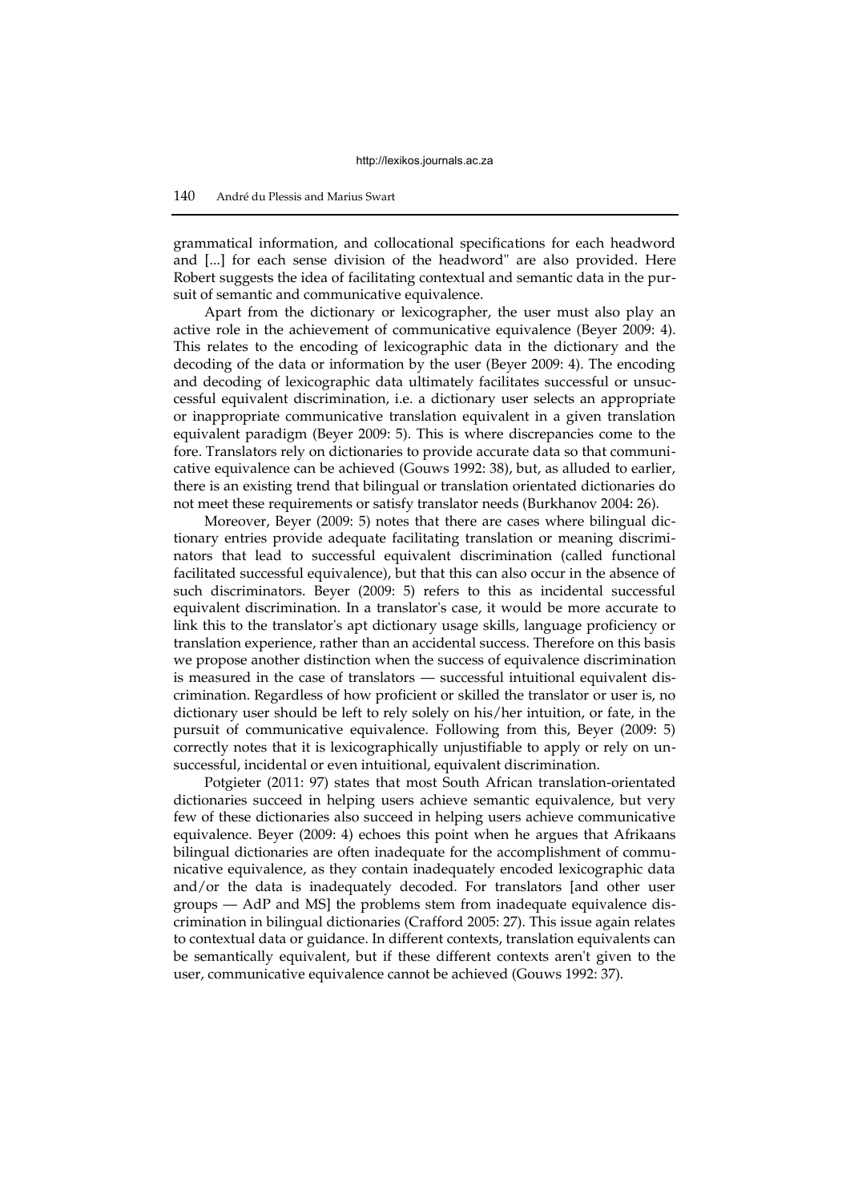grammatical information, and collocational specifications for each headword and [...] for each sense division of the headword" are also provided. Here Robert suggests the idea of facilitating contextual and semantic data in the pursuit of semantic and communicative equivalence.

Apart from the dictionary or lexicographer, the user must also play an active role in the achievement of communicative equivalence (Beyer 2009: 4). This relates to the encoding of lexicographic data in the dictionary and the decoding of the data or information by the user (Beyer 2009: 4). The encoding and decoding of lexicographic data ultimately facilitates successful or unsuccessful equivalent discrimination, i.e. a dictionary user selects an appropriate or inappropriate communicative translation equivalent in a given translation equivalent paradigm (Beyer 2009: 5). This is where discrepancies come to the fore. Translators rely on dictionaries to provide accurate data so that communicative equivalence can be achieved (Gouws 1992: 38), but, as alluded to earlier, there is an existing trend that bilingual or translation orientated dictionaries do not meet these requirements or satisfy translator needs (Burkhanov 2004: 26).

Moreover, Beyer (2009: 5) notes that there are cases where bilingual dictionary entries provide adequate facilitating translation or meaning discriminators that lead to successful equivalent discrimination (called functional facilitated successful equivalence), but that this can also occur in the absence of such discriminators. Beyer (2009: 5) refers to this as incidental successful equivalent discrimination. In a translator's case, it would be more accurate to link this to the translator's apt dictionary usage skills, language proficiency or translation experience, rather than an accidental success. Therefore on this basis we propose another distinction when the success of equivalence discrimination is measured in the case of translators — successful intuitional equivalent discrimination. Regardless of how proficient or skilled the translator or user is, no dictionary user should be left to rely solely on his/her intuition, or fate, in the pursuit of communicative equivalence. Following from this, Beyer (2009: 5) correctly notes that it is lexicographically unjustifiable to apply or rely on unsuccessful, incidental or even intuitional, equivalent discrimination.

Potgieter (2011: 97) states that most South African translation-orientated dictionaries succeed in helping users achieve semantic equivalence, but very few of these dictionaries also succeed in helping users achieve communicative equivalence. Beyer (2009: 4) echoes this point when he argues that Afrikaans bilingual dictionaries are often inadequate for the accomplishment of communicative equivalence, as they contain inadequately encoded lexicographic data and/or the data is inadequately decoded. For translators [and other user groups — AdP and MS] the problems stem from inadequate equivalence discrimination in bilingual dictionaries (Crafford 2005: 27). This issue again relates to contextual data or guidance. In different contexts, translation equivalents can be semantically equivalent, but if these different contexts aren't given to the user, communicative equivalence cannot be achieved (Gouws 1992: 37).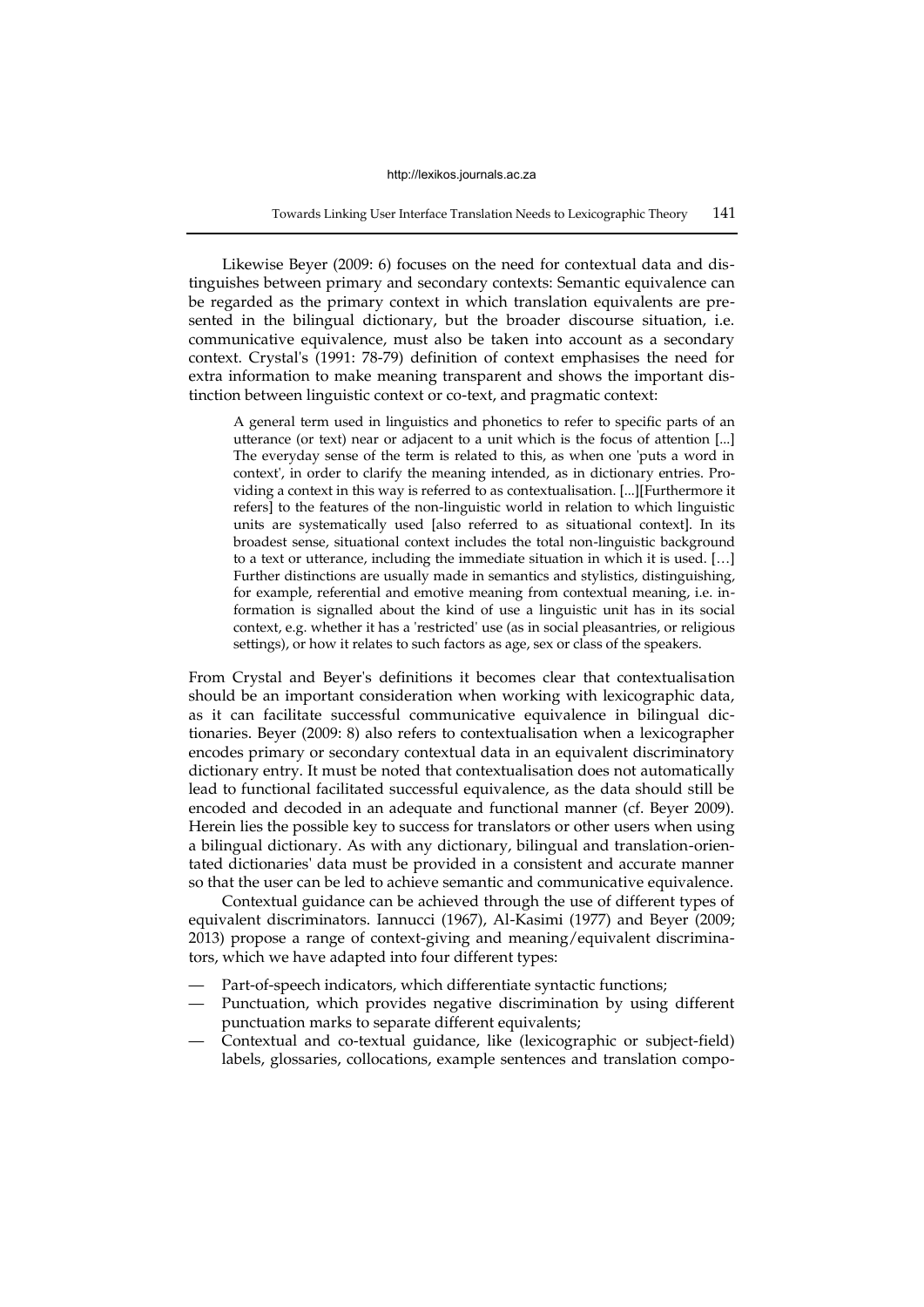Likewise Beyer (2009: 6) focuses on the need for contextual data and distinguishes between primary and secondary contexts: Semantic equivalence can be regarded as the primary context in which translation equivalents are presented in the bilingual dictionary, but the broader discourse situation, i.e. communicative equivalence, must also be taken into account as a secondary context. Crystal's (1991: 78-79) definition of context emphasises the need for extra information to make meaning transparent and shows the important distinction between linguistic context or co-text, and pragmatic context:

> A general term used in linguistics and phonetics to refer to specific parts of an utterance (or text) near or adjacent to a unit which is the focus of attention [...] The everyday sense of the term is related to this, as when one 'puts a word in context', in order to clarify the meaning intended, as in dictionary entries. Providing a context in this way is referred to as contextualisation. [...][Furthermore it refers] to the features of the non-linguistic world in relation to which linguistic units are systematically used [also referred to as situational context]. In its broadest sense, situational context includes the total non-linguistic background to a text or utterance, including the immediate situation in which it is used. […] Further distinctions are usually made in semantics and stylistics, distinguishing, for example, referential and emotive meaning from contextual meaning, i.e. information is signalled about the kind of use a linguistic unit has in its social context, e.g. whether it has a 'restricted' use (as in social pleasantries, or religious settings), or how it relates to such factors as age, sex or class of the speakers.

From Crystal and Beyer's definitions it becomes clear that contextualisation should be an important consideration when working with lexicographic data, as it can facilitate successful communicative equivalence in bilingual dictionaries. Beyer (2009: 8) also refers to contextualisation when a lexicographer encodes primary or secondary contextual data in an equivalent discriminatory dictionary entry. It must be noted that contextualisation does not automatically lead to functional facilitated successful equivalence, as the data should still be encoded and decoded in an adequate and functional manner (cf. Beyer 2009). Herein lies the possible key to success for translators or other users when using a bilingual dictionary. As with any dictionary, bilingual and translation-orientated dictionaries' data must be provided in a consistent and accurate manner so that the user can be led to achieve semantic and communicative equivalence.

Contextual guidance can be achieved through the use of different types of equivalent discriminators. Iannucci (1967), Al-Kasimi (1977) and Beyer (2009; 2013) propose a range of context-giving and meaning/equivalent discriminators, which we have adapted into four different types:

- Part-of-speech indicators, which differentiate syntactic functions;
- Punctuation, which provides negative discrimination by using different punctuation marks to separate different equivalents;
- Contextual and co-textual guidance, like (lexicographic or subject-field) labels, glossaries, collocations, example sentences and translation compo-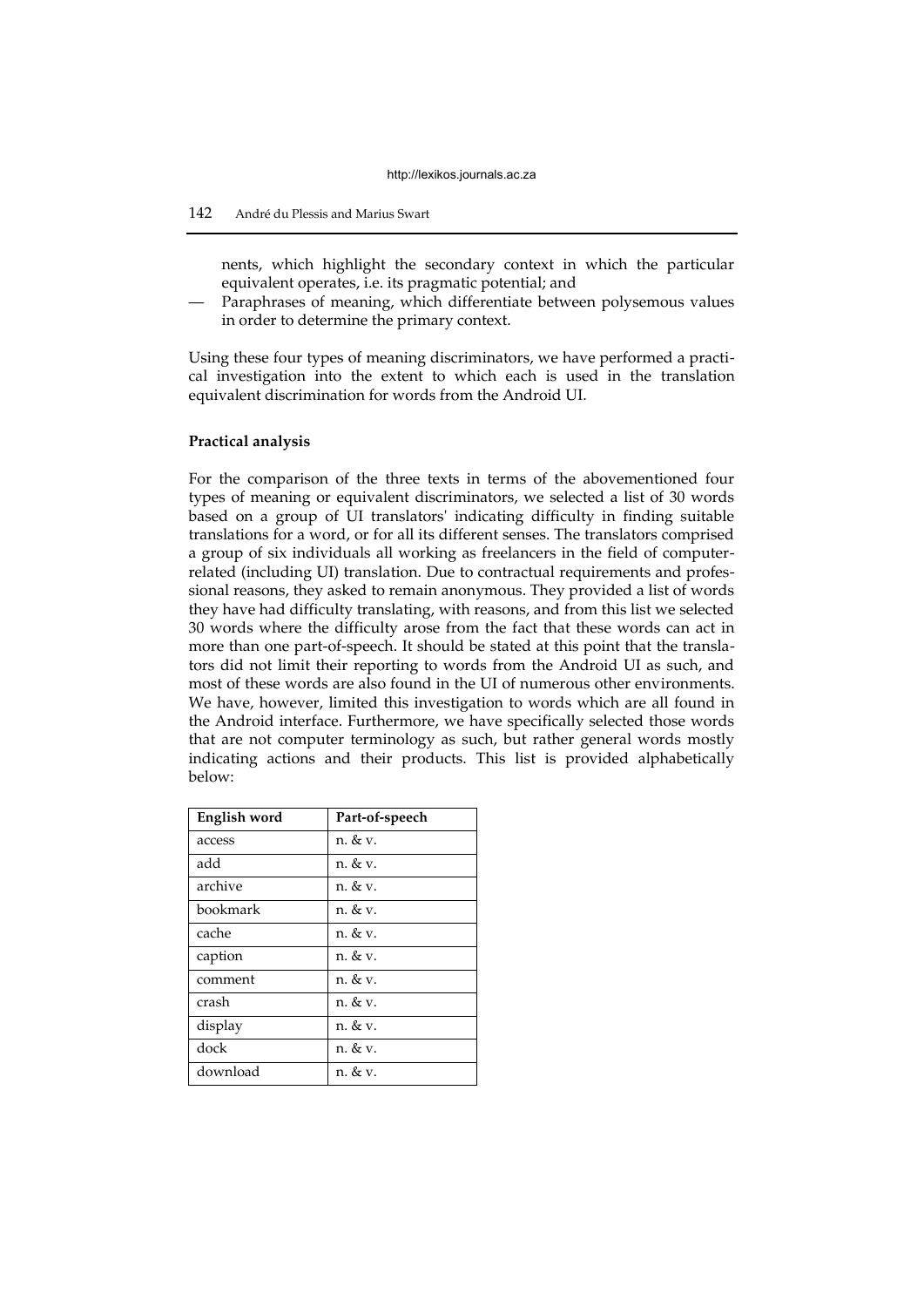nents, which highlight the secondary context in which the particular equivalent operates, i.e. its pragmatic potential; and
- Paraphrases of meaning, which differentiate between polysemous values in order to determine the primary context.

Using these four types of meaning discriminators, we have performed a practical investigation into the extent to which each is used in the translation equivalent discrimination for words from the Android UI.

**Practical analysis**

For the comparison of the three texts in terms of the abovementioned four types of meaning or equivalent discriminators, we selected a list of 30 words based on a group of UI translators' indicating difficulty in finding suitable translations for a word, or for all its different senses. The translators comprised a group of six individuals all working as freelancers in the field of computer-related (including UI) translation. Due to contractual requirements and professional reasons, they asked to remain anonymous. They provided a list of words they have had difficulty translating, with reasons, and from this list we selected 30 words where the difficulty arose from the fact that these words can act in more than one part-of-speech. It should be stated at this point that the translators did not limit their reporting to words from the Android UI as such, and most of these words are also found in the UI of numerous other environments. We have, however, limited this investigation to words which are all found in the Android interface. Furthermore, we have specifically selected those words that are not computer terminology as such, but rather general words mostly indicating actions and their products. This list is provided alphabetically below:

| English word | Part-of-speech |
|---|---|
| access | n. & v. |
| add | n. & v. |
| archive | n. & v. |
| bookmark | n. & v. |
| cache | n. & v. |
| caption | n. & v. |
| comment | n. & v. |
| crash | n. & v. |
| display | n. & v. |
| dock | n. & v. |
| download | n. & v. |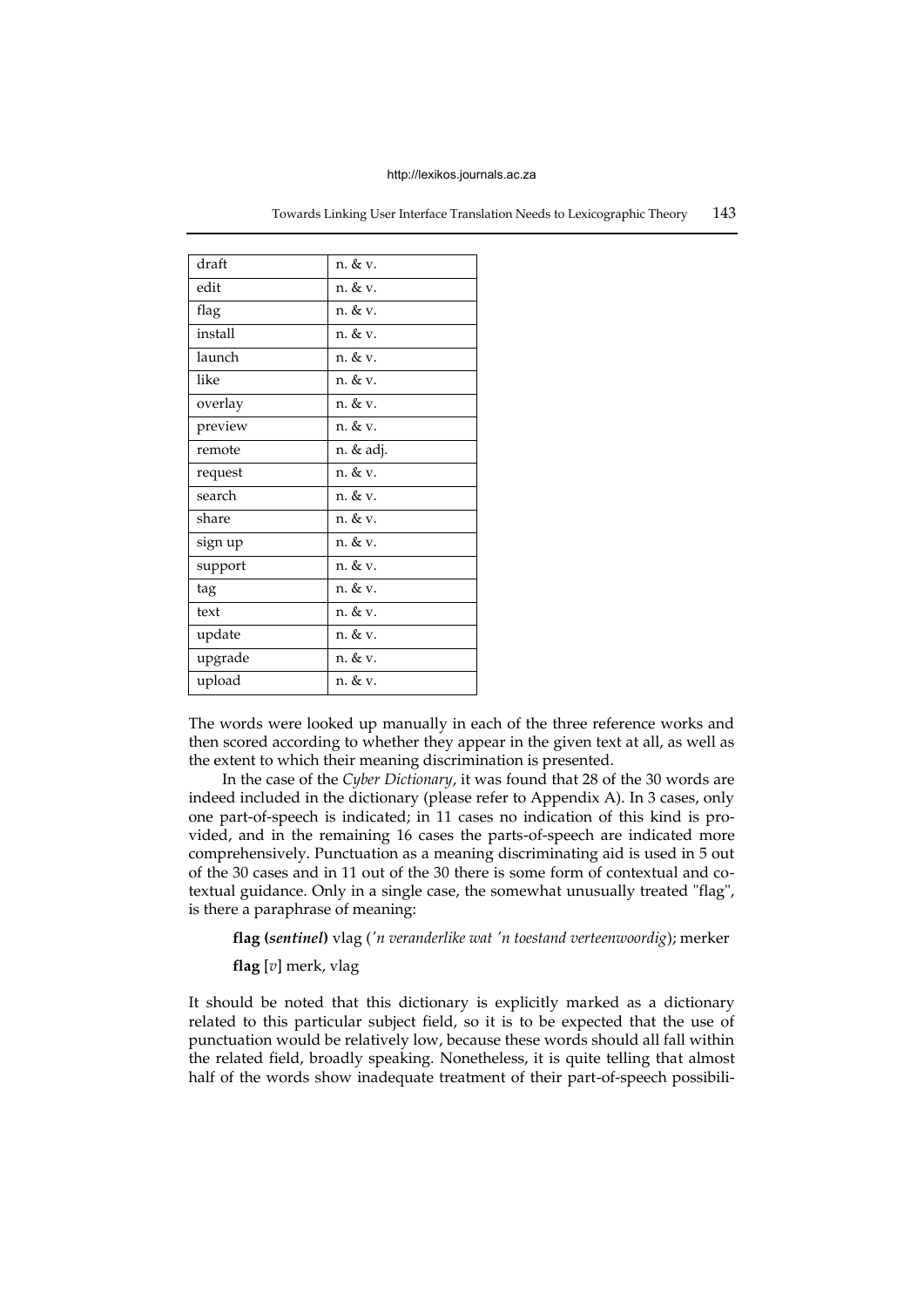| draft | n. & v. |
|---|---|
| edit | n. & v. |
| flag | n. & v. |
| install | n. & v. |
| launch | n. & v. |
| like | n. & v. |
| overlay | n. & v. |
| preview | n. & v. |
| remote | n. & adj. |
| request | n. & v. |
| search | n. & v. |
| share | n. & v. |
| sign up | n. & v. |
| support | n. & v. |
| tag | n. & v. |
| text | n. & v. |
| update | n. & v. |
| upgrade | n. & v. |
| upload | n. & v. |

The words were looked up manually in each of the three reference works and then scored according to whether they appear in the given text at all, as well as the extent to which their meaning discrimination is presented.

In the case of the *Cyber Dictionary*, it was found that 28 of the 30 words are indeed included in the dictionary (please refer to Appendix A). In 3 cases, only one part-of-speech is indicated; in 11 cases no indication of this kind is provided, and in the remaining 16 cases the parts-of-speech are indicated more comprehensively. Punctuation as a meaning discriminating aid is used in 5 out of the 30 cases and in 11 out of the 30 there is some form of contextual and co-textual guidance. Only in a single case, the somewhat unusually treated "flag", is there a paraphrase of meaning:

> **flag (*sentinel*)** vlag (*'n veranderlike wat 'n toestand verteenwoordig*); merker
>
> **flag** [*v*] merk, vlag

It should be noted that this dictionary is explicitly marked as a dictionary related to this particular subject field, so it is to be expected that the use of punctuation would be relatively low, because these words should all fall within the related field, broadly speaking. Nonetheless, it is quite telling that almost half of the words show inadequate treatment of their part-of-speech possibili-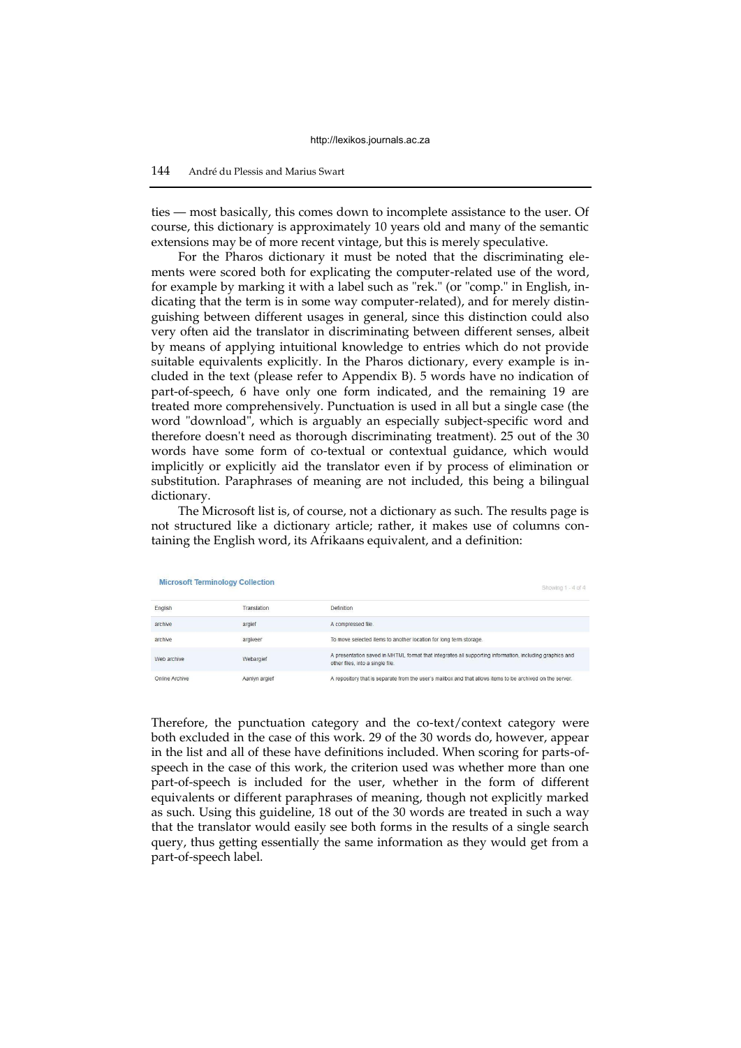ties — most basically, this comes down to incomplete assistance to the user. Of course, this dictionary is approximately 10 years old and many of the semantic extensions may be of more recent vintage, but this is merely speculative.

For the Pharos dictionary it must be noted that the discriminating elements were scored both for explicating the computer-related use of the word, for example by marking it with a label such as "rek." (or "comp." in English, indicating that the term is in some way computer-related), and for merely distinguishing between different usages in general, since this distinction could also very often aid the translator in discriminating between different senses, albeit by means of applying intuitional knowledge to entries which do not provide suitable equivalents explicitly. In the Pharos dictionary, every example is included in the text (please refer to Appendix B). 5 words have no indication of part-of-speech, 6 have only one form indicated, and the remaining 19 are treated more comprehensively. Punctuation is used in all but a single case (the word "download", which is arguably an especially subject-specific word and therefore doesn't need as thorough discriminating treatment). 25 out of the 30 words have some form of co-textual or contextual guidance, which would implicitly or explicitly aid the translator even if by process of elimination or substitution. Paraphrases of meaning are not included, this being a bilingual dictionary.

The Microsoft list is, of course, not a dictionary as such. The results page is not structured like a dictionary article; rather, it makes use of columns containing the English word, its Afrikaans equivalent, and a definition:

**Microsoft Terminology Collection** — Showing 1 - 4 of 4

| English | Translation | Definition |
|---|---|---|
| archive | argief | A compressed file. |
| archive | argiveer | To move selected items to another location for long term storage. |
| Web archive | Webargief | A presentation saved in MHTML format that integrates all supporting information, including graphics and other files, into a single file. |
| Online Archive | Aanlyn argief | A repository that is separate from the user's mailbox and that allows items to be archived on the server. |

Therefore, the punctuation category and the co-text/context category were both excluded in the case of this work. 29 of the 30 words do, however, appear in the list and all of these have definitions included. When scoring for parts-of-speech in the case of this work, the criterion used was whether more than one part-of-speech is included for the user, whether in the form of different equivalents or different paraphrases of meaning, though not explicitly marked as such. Using this guideline, 18 out of the 30 words are treated in such a way that the translator would easily see both forms in the results of a single search query, thus getting essentially the same information as they would get from a part-of-speech label.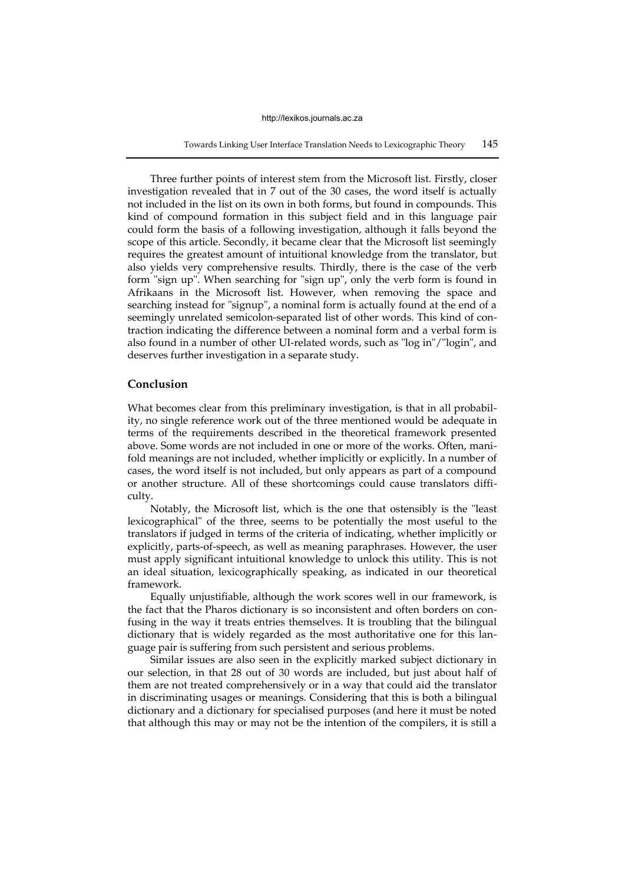Three further points of interest stem from the Microsoft list. Firstly, closer investigation revealed that in 7 out of the 30 cases, the word itself is actually not included in the list on its own in both forms, but found in compounds. This kind of compound formation in this subject field and in this language pair could form the basis of a following investigation, although it falls beyond the scope of this article. Secondly, it became clear that the Microsoft list seemingly requires the greatest amount of intuitional knowledge from the translator, but also yields very comprehensive results. Thirdly, there is the case of the verb form "sign up". When searching for "sign up", only the verb form is found in Afrikaans in the Microsoft list. However, when removing the space and searching instead for "signup", a nominal form is actually found at the end of a seemingly unrelated semicolon-separated list of other words. This kind of contraction indicating the difference between a nominal form and a verbal form is also found in a number of other UI-related words, such as "log in"/"login", and deserves further investigation in a separate study.

## Conclusion

What becomes clear from this preliminary investigation, is that in all probability, no single reference work out of the three mentioned would be adequate in terms of the requirements described in the theoretical framework presented above. Some words are not included in one or more of the works. Often, manifold meanings are not included, whether implicitly or explicitly. In a number of cases, the word itself is not included, but only appears as part of a compound or another structure. All of these shortcomings could cause translators difficulty.

Notably, the Microsoft list, which is the one that ostensibly is the "least lexicographical" of the three, seems to be potentially the most useful to the translators if judged in terms of the criteria of indicating, whether implicitly or explicitly, parts-of-speech, as well as meaning paraphrases. However, the user must apply significant intuitional knowledge to unlock this utility. This is not an ideal situation, lexicographically speaking, as indicated in our theoretical framework.

Equally unjustifiable, although the work scores well in our framework, is the fact that the Pharos dictionary is so inconsistent and often borders on confusing in the way it treats entries themselves. It is troubling that the bilingual dictionary that is widely regarded as the most authoritative one for this language pair is suffering from such persistent and serious problems.

Similar issues are also seen in the explicitly marked subject dictionary in our selection, in that 28 out of 30 words are included, but just about half of them are not treated comprehensively or in a way that could aid the translator in discriminating usages or meanings. Considering that this is both a bilingual dictionary and a dictionary for specialised purposes (and here it must be noted that although this may or may not be the intention of the compilers, it is still a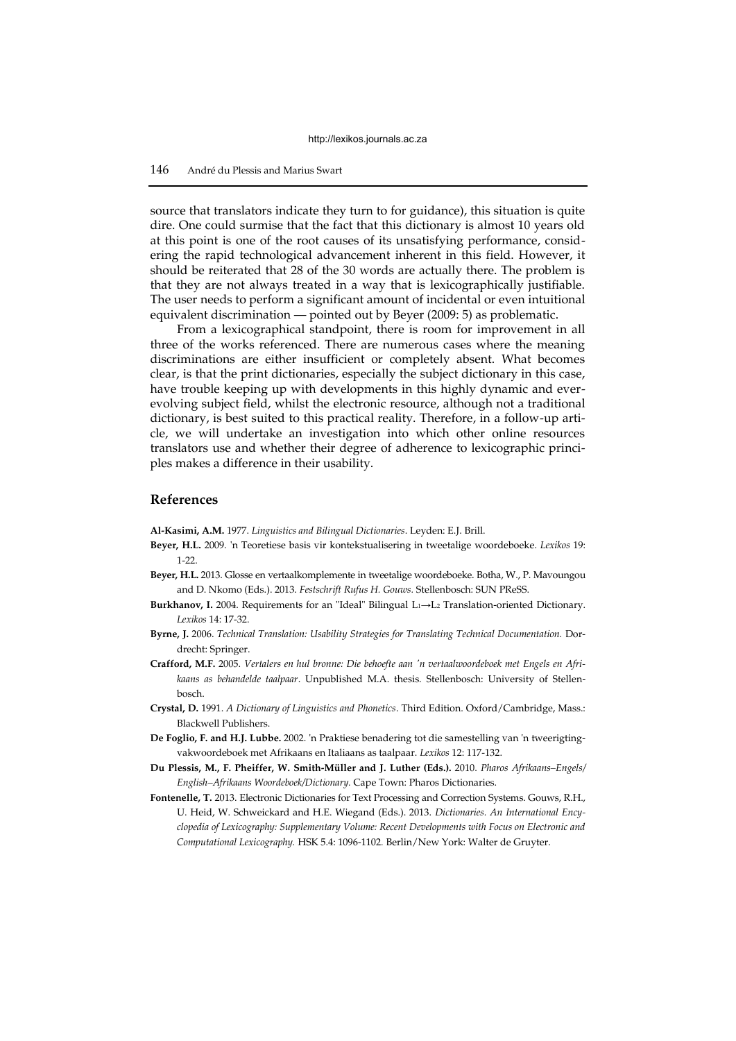source that translators indicate they turn to for guidance), this situation is quite dire. One could surmise that the fact that this dictionary is almost 10 years old at this point is one of the root causes of its unsatisfying performance, considering the rapid technological advancement inherent in this field. However, it should be reiterated that 28 of the 30 words are actually there. The problem is that they are not always treated in a way that is lexicographically justifiable. The user needs to perform a significant amount of incidental or even intuitional equivalent discrimination — pointed out by Beyer (2009: 5) as problematic.

From a lexicographical standpoint, there is room for improvement in all three of the works referenced. There are numerous cases where the meaning discriminations are either insufficient or completely absent. What becomes clear, is that the print dictionaries, especially the subject dictionary in this case, have trouble keeping up with developments in this highly dynamic and ever-evolving subject field, whilst the electronic resource, although not a traditional dictionary, is best suited to this practical reality. Therefore, in a follow-up article, we will undertake an investigation into which other online resources translators use and whether their degree of adherence to lexicographic principles makes a difference in their usability.

## References

**Al-Kasimi, A.M.** 1977. *Linguistics and Bilingual Dictionaries*. Leyden: E.J. Brill.

**Beyer, H.L.** 2009. 'n Teoretiese basis vir kontekstualisering in tweetalige woordeboeke. *Lexikos* 19: 1-22.

**Beyer, H.L.** 2013. Glosse en vertaalkomplemente in tweetalige woordeboeke. Botha, W., P. Mavoungou and D. Nkomo (Eds.). 2013. *Festschrift Rufus H. Gouws*. Stellenbosch: SUN PReSS.

**Burkhanov, I.** 2004. Requirements for an "Ideal" Bilingual $L_1 \rightarrow L_2$ Translation-oriented Dictionary. *Lexikos* 14: 17-32.

**Byrne, J.** 2006. *Technical Translation: Usability Strategies for Translating Technical Documentation.* Dordrecht: Springer.

**Crafford, M.F.** 2005. *Vertalers en hul bronne: Die behoefte aan 'n vertaalwoordeboek met Engels en Afrikaans as behandelde taalpaar*. Unpublished M.A. thesis. Stellenbosch: University of Stellenbosch.

**Crystal, D.** 1991. *A Dictionary of Linguistics and Phonetics*. Third Edition. Oxford/Cambridge, Mass.: Blackwell Publishers.

**De Foglio, F. and H.J. Lubbe.** 2002. 'n Praktiese benadering tot die samestelling van 'n tweerigting-vakwoordeboek met Afrikaans en Italiaans as taalpaar. *Lexikos* 12: 117-132.

**Du Plessis, M., F. Pheiffer, W. Smith-Müller and J. Luther (Eds.).** 2010. *Pharos Afrikaans–Engels/ English–Afrikaans Woordeboek/Dictionary.* Cape Town: Pharos Dictionaries.

**Fontenelle, T.** 2013. Electronic Dictionaries for Text Processing and Correction Systems. Gouws, R.H., U. Heid, W. Schweickard and H.E. Wiegand (Eds.). 2013. *Dictionaries. An International Encyclopedia of Lexicography: Supplementary Volume: Recent Developments with Focus on Electronic and Computational Lexicography.* HSK 5.4: 1096-1102. Berlin/New York: Walter de Gruyter.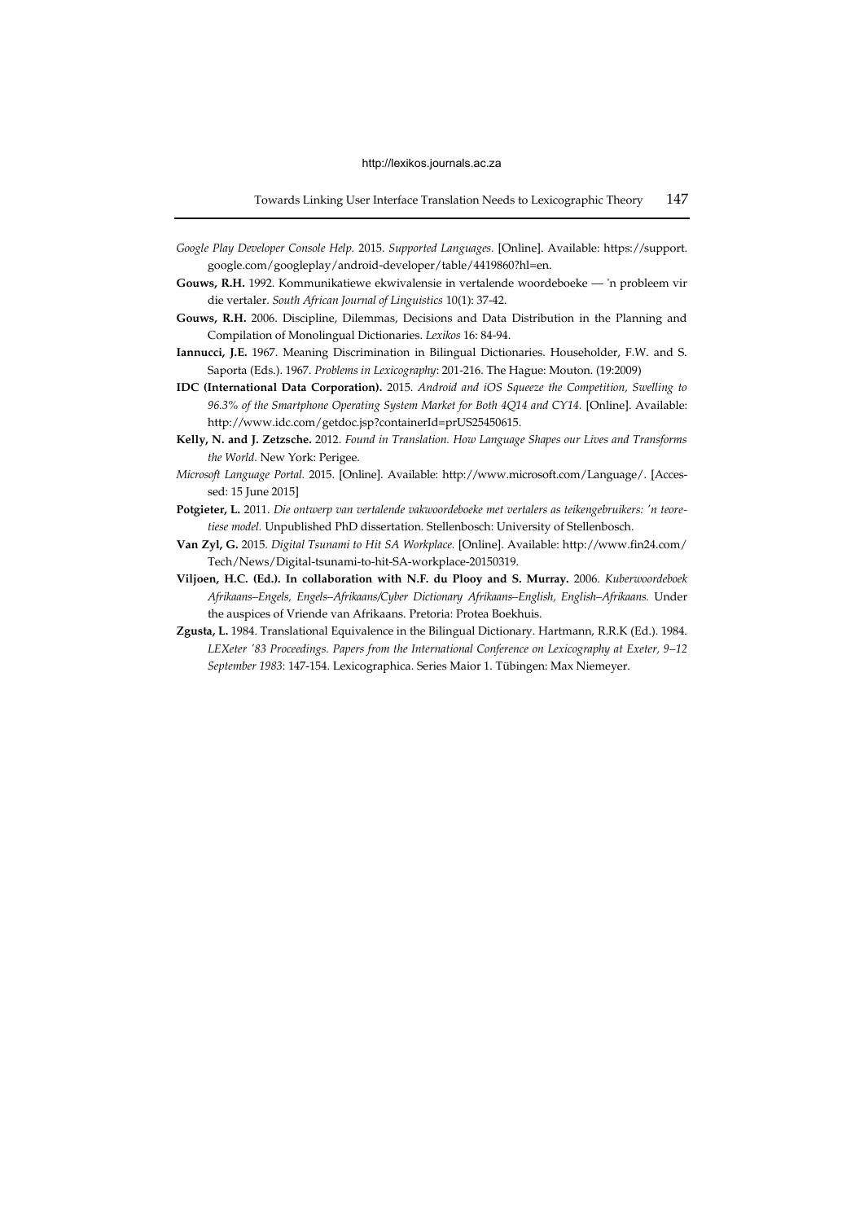*Google Play Developer Console Help.* 2015. *Supported Languages.* [Online]. Available: https://support.google.com/googleplay/android-developer/table/4419860?hl=en.

**Gouws, R.H.** 1992. Kommunikatiewe ekwivalensie in vertalende woordeboeke — 'n probleem vir die vertaler. *South African Journal of Linguistics* 10(1): 37-42.

**Gouws, R.H.** 2006. Discipline, Dilemmas, Decisions and Data Distribution in the Planning and Compilation of Monolingual Dictionaries. *Lexikos* 16: 84-94.

**Iannucci, J.E.** 1967. Meaning Discrimination in Bilingual Dictionaries. Householder, F.W. and S. Saporta (Eds.). 1967. *Problems in Lexicography*: 201-216. The Hague: Mouton. (19:2009)

**IDC (International Data Corporation).** 2015. *Android and iOS Squeeze the Competition, Swelling to 96.3% of the Smartphone Operating System Market for Both 4Q14 and CY14.* [Online]. Available: http://www.idc.com/getdoc.jsp?containerId=prUS25450615.

**Kelly, N. and J. Zetzsche.** 2012. *Found in Translation. How Language Shapes our Lives and Transforms the World.* New York: Perigee.

*Microsoft Language Portal.* 2015. [Online]. Available: http://www.microsoft.com/Language/. [Accessed: 15 June 2015]

**Potgieter, L.** 2011. *Die ontwerp van vertalende vakwoordeboeke met vertalers as teikengebruikers: 'n teoretiese model.* Unpublished PhD dissertation. Stellenbosch: University of Stellenbosch.

**Van Zyl, G.** 2015. *Digital Tsunami to Hit SA Workplace.* [Online]. Available: http://www.fin24.com/Tech/News/Digital-tsunami-to-hit-SA-workplace-20150319.

**Viljoen, H.C. (Ed.). In collaboration with N.F. du Plooy and S. Murray.** 2006. *Kuberwoordeboek Afrikaans–Engels, Engels–Afrikaans/Cyber Dictionary Afrikaans–English, English–Afrikaans.* Under the auspices of Vriende van Afrikaans. Pretoria: Protea Boekhuis.

**Zgusta, L.** 1984. Translational Equivalence in the Bilingual Dictionary. Hartmann, R.R.K (Ed.). 1984. *LEXeter '83 Proceedings. Papers from the International Conference on Lexicography at Exeter, 9–12 September 1983*: 147-154. Lexicographica. Series Maior 1. Tübingen: Max Niemeyer.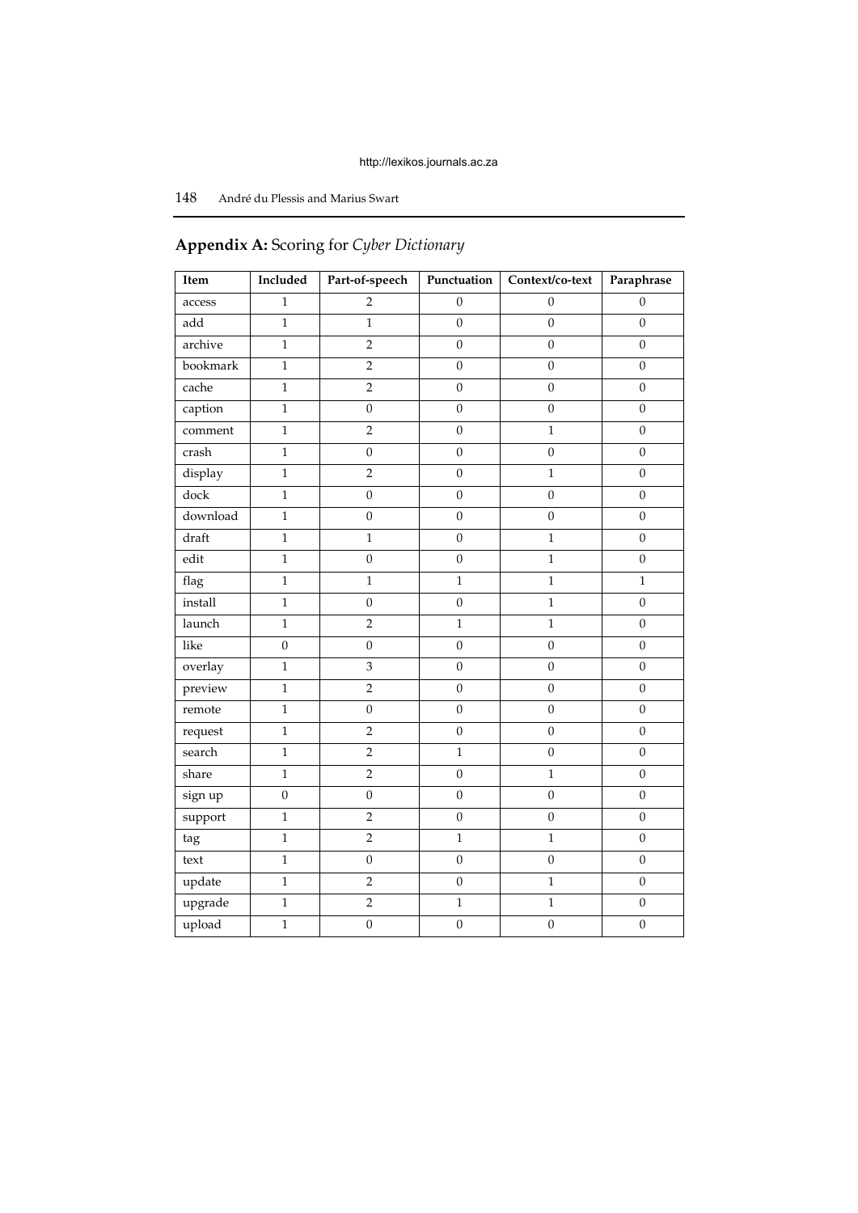## **Appendix A:** Scoring for *Cyber Dictionary*

| Item | Included | Part-of-speech | Punctuation | Context/co-text | Paraphrase |
|---|---|---|---|---|---|
| access | 1 | 2 | 0 | 0 | 0 |
| add | 1 | 1 | 0 | 0 | 0 |
| archive | 1 | 2 | 0 | 0 | 0 |
| bookmark | 1 | 2 | 0 | 0 | 0 |
| cache | 1 | 2 | 0 | 0 | 0 |
| caption | 1 | 0 | 0 | 0 | 0 |
| comment | 1 | 2 | 0 | 1 | 0 |
| crash | 1 | 0 | 0 | 0 | 0 |
| display | 1 | 2 | 0 | 1 | 0 |
| dock | 1 | 0 | 0 | 0 | 0 |
| download | 1 | 0 | 0 | 0 | 0 |
| draft | 1 | 1 | 0 | 1 | 0 |
| edit | 1 | 0 | 0 | 1 | 0 |
| flag | 1 | 1 | 1 | 1 | 1 |
| install | 1 | 0 | 0 | 1 | 0 |
| launch | 1 | 2 | 1 | 1 | 0 |
| like | 0 | 0 | 0 | 0 | 0 |
| overlay | 1 | 3 | 0 | 0 | 0 |
| preview | 1 | 2 | 0 | 0 | 0 |
| remote | 1 | 0 | 0 | 0 | 0 |
| request | 1 | 2 | 0 | 0 | 0 |
| search | 1 | 2 | 1 | 0 | 0 |
| share | 1 | 2 | 0 | 1 | 0 |
| sign up | 0 | 0 | 0 | 0 | 0 |
| support | 1 | 2 | 0 | 0 | 0 |
| tag | 1 | 2 | 1 | 1 | 0 |
| text | 1 | 0 | 0 | 0 | 0 |
| update | 1 | 2 | 0 | 1 | 0 |
| upgrade | 1 | 2 | 1 | 1 | 0 |
| upload | 1 | 0 | 0 | 0 | 0 |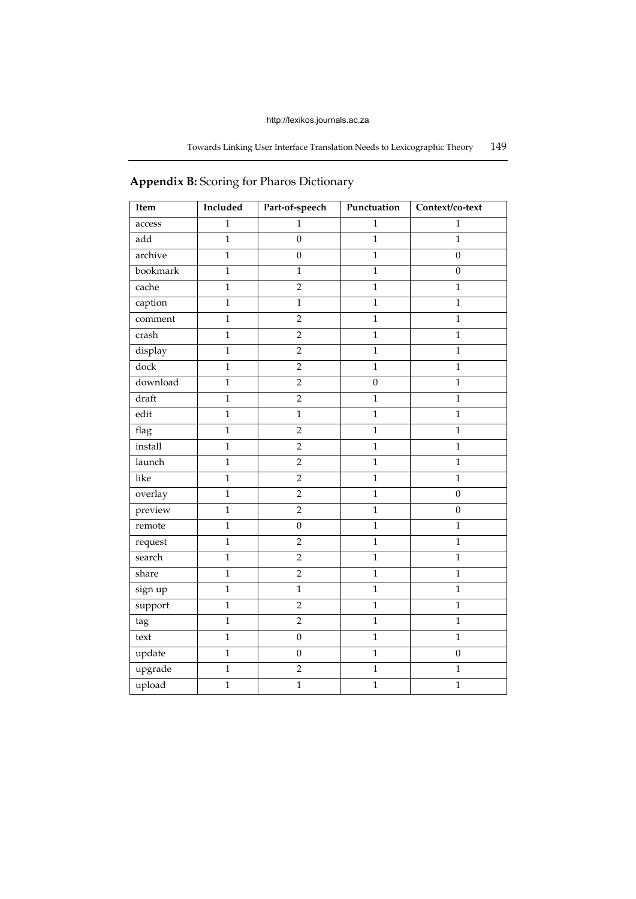## **Appendix B:** Scoring for Pharos Dictionary

| Item | Included | Part-of-speech | Punctuation | Context/co-text |
|---|---|---|---|---|
| access | 1 | 1 | 1 | 1 |
| add | 1 | 0 | 1 | 1 |
| archive | 1 | 0 | 1 | 0 |
| bookmark | 1 | 1 | 1 | 0 |
| cache | 1 | 2 | 1 | 1 |
| caption | 1 | 1 | 1 | 1 |
| comment | 1 | 2 | 1 | 1 |
| crash | 1 | 2 | 1 | 1 |
| display | 1 | 2 | 1 | 1 |
| dock | 1 | 2 | 1 | 1 |
| download | 1 | 2 | 0 | 1 |
| draft | 1 | 2 | 1 | 1 |
| edit | 1 | 1 | 1 | 1 |
| flag | 1 | 2 | 1 | 1 |
| install | 1 | 2 | 1 | 1 |
| launch | 1 | 2 | 1 | 1 |
| like | 1 | 2 | 1 | 1 |
| overlay | 1 | 2 | 1 | 0 |
| preview | 1 | 2 | 1 | 0 |
| remote | 1 | 0 | 1 | 1 |
| request | 1 | 2 | 1 | 1 |
| search | 1 | 2 | 1 | 1 |
| share | 1 | 2 | 1 | 1 |
| sign up | 1 | 1 | 1 | 1 |
| support | 1 | 2 | 1 | 1 |
| tag | 1 | 2 | 1 | 1 |
| text | 1 | 0 | 1 | 1 |
| update | 1 | 0 | 1 | 0 |
| upgrade | 1 | 2 | 1 | 1 |
| upload | 1 | 1 | 1 | 1 |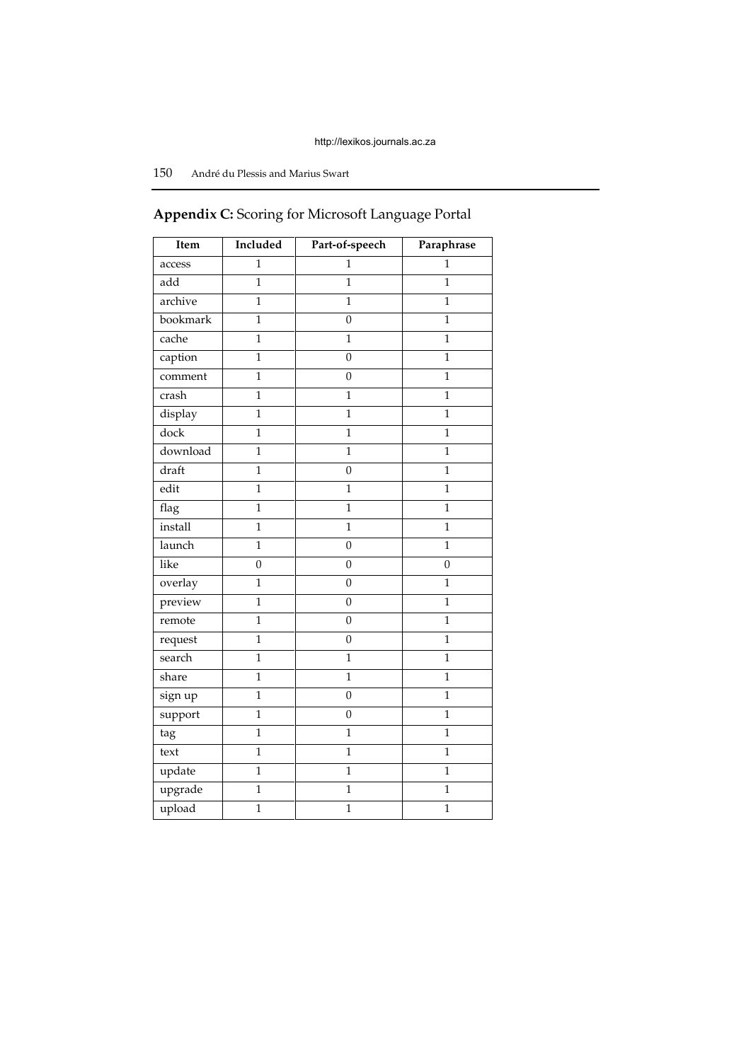**Appendix C:** Scoring for Microsoft Language Portal

| Item | Included | Part-of-speech | Paraphrase |
|---|---|---|---|
| access | 1 | 1 | 1 |
| add | 1 | 1 | 1 |
| archive | 1 | 1 | 1 |
| bookmark | 1 | 0 | 1 |
| cache | 1 | 1 | 1 |
| caption | 1 | 0 | 1 |
| comment | 1 | 0 | 1 |
| crash | 1 | 1 | 1 |
| display | 1 | 1 | 1 |
| dock | 1 | 1 | 1 |
| download | 1 | 1 | 1 |
| draft | 1 | 0 | 1 |
| edit | 1 | 1 | 1 |
| flag | 1 | 1 | 1 |
| install | 1 | 1 | 1 |
| launch | 1 | 0 | 1 |
| like | 0 | 0 | 0 |
| overlay | 1 | 0 | 1 |
| preview | 1 | 0 | 1 |
| remote | 1 | 0 | 1 |
| request | 1 | 0 | 1 |
| search | 1 | 1 | 1 |
| share | 1 | 1 | 1 |
| sign up | 1 | 0 | 1 |
| support | 1 | 0 | 1 |
| tag | 1 | 1 | 1 |
| text | 1 | 1 | 1 |
| update | 1 | 1 | 1 |
| upgrade | 1 | 1 | 1 |
| upload | 1 | 1 | 1 |